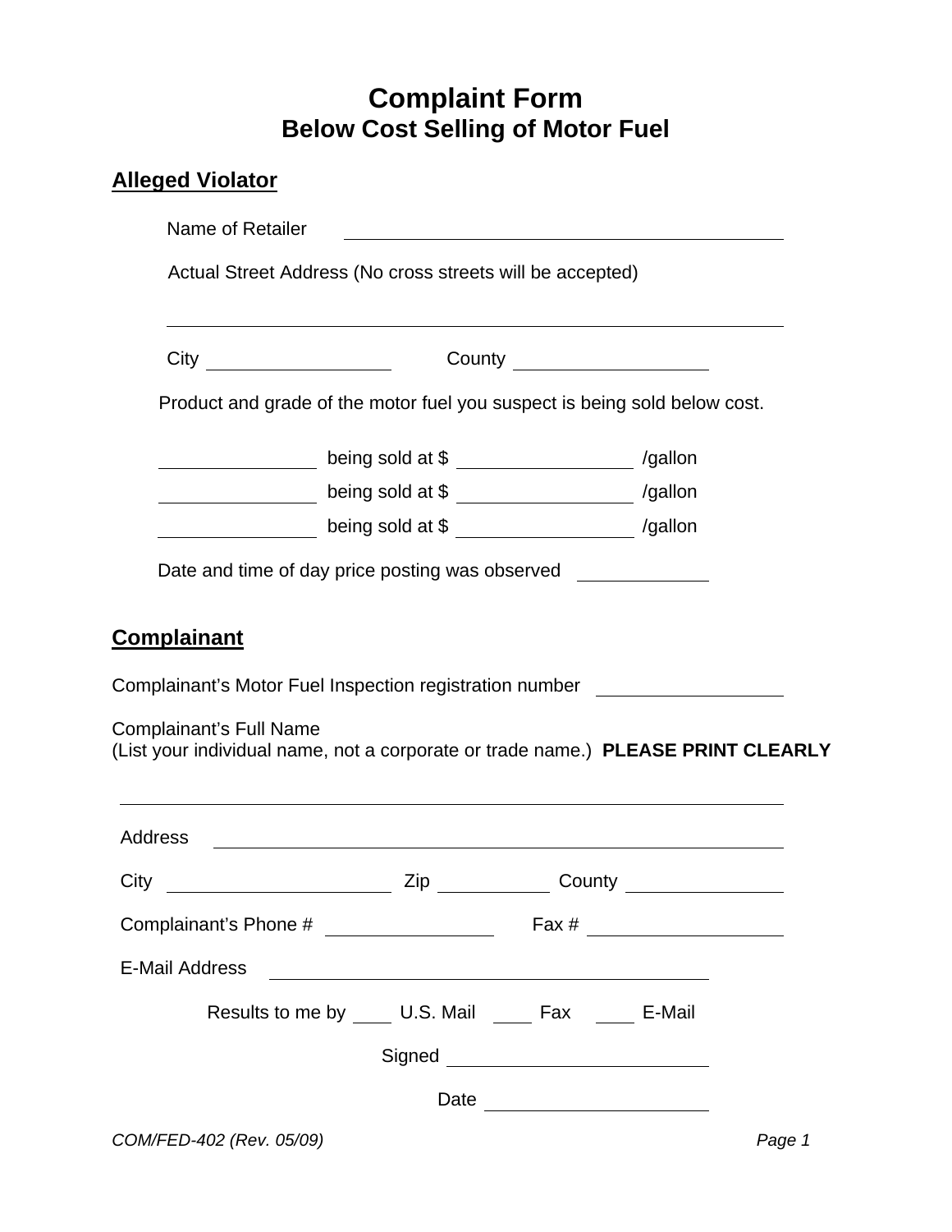# Complaint Form
## Below Cost Selling of Motor Fuel

### Alleged Violator

Name of Retailer \_\_\_\_\_\_\_\_\_\_\_\_\_\_\_\_\_\_\_\_\_\_\_\_\_\_\_\_\_\_\_\_\_\_\_\_\_\_\_\_

Actual Street Address (No cross streets will be accepted)

\_\_\_\_\_\_\_\_\_\_\_\_\_\_\_\_\_\_\_\_\_\_\_\_\_\_\_\_\_\_\_\_\_\_\_\_\_\_\_\_\_\_\_\_\_\_\_\_\_\_\_\_\_\_\_\_

City \_\_\_\_\_\_\_\_\_\_\_\_\_\_\_\_\_\_ County \_\_\_\_\_\_\_\_\_\_\_\_\_\_\_\_\_\_\_

Product and grade of the motor fuel you suspect is being sold below cost.

\_\_\_\_\_\_\_\_\_\_\_\_\_\_\_ being sold at $ \_\_\_\_\_\_\_\_\_\_\_\_\_\_\_\_\_ /gallon

\_\_\_\_\_\_\_\_\_\_\_\_\_\_\_ being sold at $ \_\_\_\_\_\_\_\_\_\_\_\_\_\_\_\_\_ /gallon

\_\_\_\_\_\_\_\_\_\_\_\_\_\_\_ being sold at $ \_\_\_\_\_\_\_\_\_\_\_\_\_\_\_\_\_ /gallon

Date and time of day price posting was observed \_\_\_\_\_\_\_\_\_\_\_\_

### Complainant

Complainant's Motor Fuel Inspection registration number \_\_\_\_\_\_\_\_\_\_\_\_\_\_\_\_\_\_

Complainant's Full Name
(List your individual name, not a corporate or trade name.) **PLEASE PRINT CLEARLY**

\_\_\_\_\_\_\_\_\_\_\_\_\_\_\_\_\_\_\_\_\_\_\_\_\_\_\_\_\_\_\_\_\_\_\_\_\_\_\_\_\_\_\_\_\_\_\_\_\_\_\_\_\_\_\_\_\_\_\_\_\_\_

Address \_\_\_\_\_\_\_\_\_\_\_\_\_\_\_\_\_\_\_\_\_\_\_\_\_\_\_\_\_\_\_\_\_\_\_\_\_\_\_\_\_\_\_\_\_\_\_\_\_\_\_\_\_

City \_\_\_\_\_\_\_\_\_\_\_\_\_\_\_\_\_\_\_\_\_\_ Zip \_\_\_\_\_\_\_\_\_\_\_ County \_\_\_\_\_\_\_\_\_\_\_\_\_\_\_\_

Complainant's Phone # \_\_\_\_\_\_\_\_\_\_\_\_\_\_\_\_ Fax # \_\_\_\_\_\_\_\_\_\_\_\_\_\_\_\_\_\_\_

E-Mail Address \_\_\_\_\_\_\_\_\_\_\_\_\_\_\_\_\_\_\_\_\_\_\_\_\_\_\_\_\_\_\_\_\_\_\_\_\_\_\_\_\_\_\_

Results to me by \_\_\_\_ U.S. Mail \_\_\_\_ Fax \_\_\_\_ E-Mail

Signed \_\_\_\_\_\_\_\_\_\_\_\_\_\_\_\_\_\_\_\_\_\_\_\_\_\_

Date \_\_\_\_\_\_\_\_\_\_\_\_\_\_\_\_\_\_\_\_\_\_

*COM/FED-402 (Rev. 05/09)*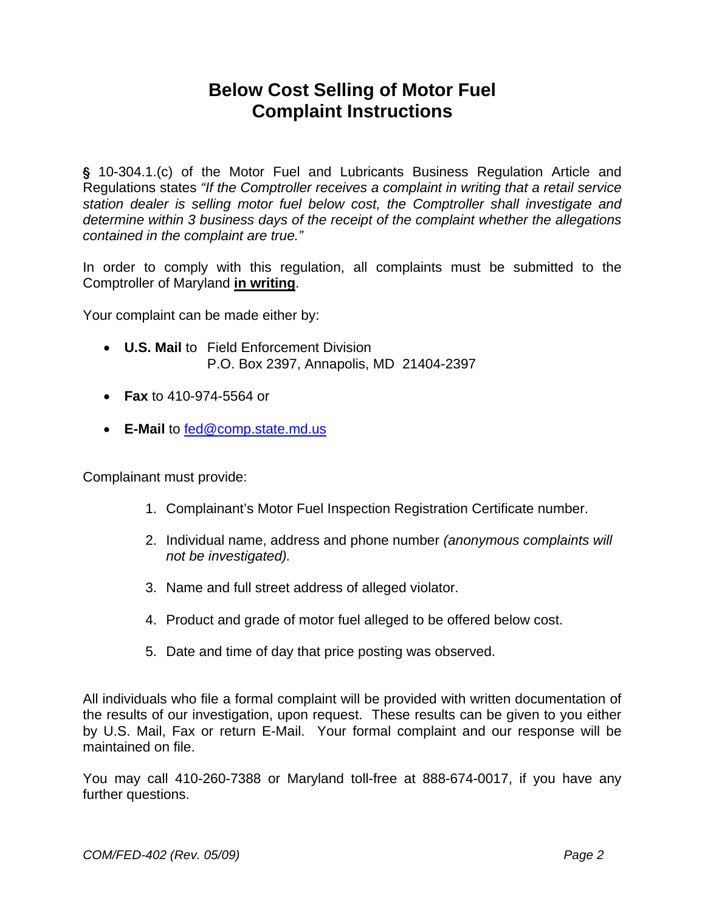# Below Cost Selling of Motor Fuel
# Complaint Instructions

**§** 10-304.1.(c) of the Motor Fuel and Lubricants Business Regulation Article and Regulations states *"If the Comptroller receives a complaint in writing that a retail service station dealer is selling motor fuel below cost, the Comptroller shall investigate and determine within 3 business days of the receipt of the complaint whether the allegations contained in the complaint are true."*

In order to comply with this regulation, all complaints must be submitted to the Comptroller of Maryland **in writing**.

Your complaint can be made either by:

- **U.S. Mail** to Field Enforcement Division
  P.O. Box 2397, Annapolis, MD 21404-2397
- **Fax** to 410-974-5564 or
- **E-Mail** to fed@comp.state.md.us

Complainant must provide:

1. Complainant's Motor Fuel Inspection Registration Certificate number.
2. Individual name, address and phone number *(anonymous complaints will not be investigated).*
3. Name and full street address of alleged violator.
4. Product and grade of motor fuel alleged to be offered below cost.
5. Date and time of day that price posting was observed.

All individuals who file a formal complaint will be provided with written documentation of the results of our investigation, upon request. These results can be given to you either by U.S. Mail, Fax or return E-Mail. Your formal complaint and our response will be maintained on file.

You may call 410-260-7388 or Maryland toll-free at 888-674-0017, if you have any further questions.

*COM/FED-402 (Rev. 05/09)*